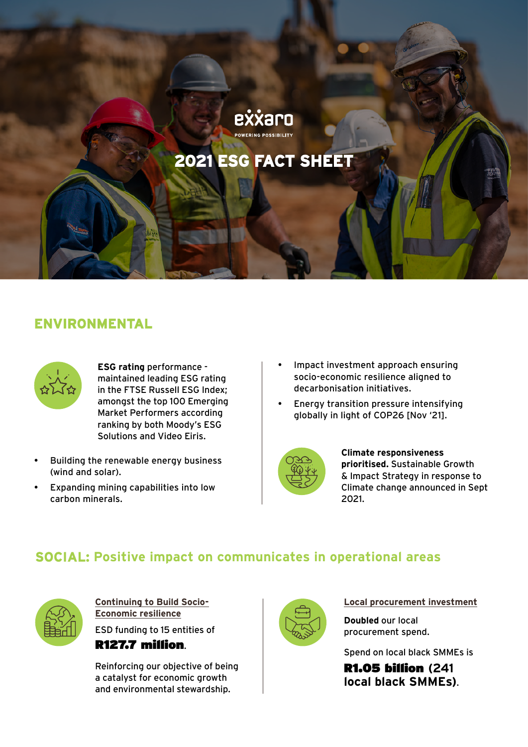exxaro

POWERING POSSIBILITY

# 2021 ESG FACT SHEET

## ENVIRONMENTAL

**ESG rating** performance - maintained leading ESG rating in the FTSE Russell ESG Index; amongst the top 100 Emerging Market Performers according ranking by both Moody's ESG Solutions and Video Eiris.

- Building the renewable energy business (wind and solar).
- Expanding mining capabilities into low carbon minerals.
- Impact investment approach ensuring socio-economic resilience aligned to decarbonisation initiatives.
- Energy transition pressure intensifying globally in light of COP26 [Nov '21].

**Climate responsiveness prioritised.** Sustainable Growth & Impact Strategy in response to Climate change announced in Sept 2021.

## SOCIAL: Positive impact on communicates in operational areas

Continuing to Build Socio-Economic resilience

ESD funding to 15 entities of **R127.7 million**.

Reinforcing our objective of being a catalyst for economic growth and environmental stewardship.

Local procurement investment

**Doubled** our local procurement spend.

Spend on local black SMMEs is **R1.05 billion (241 local black SMMEs)**.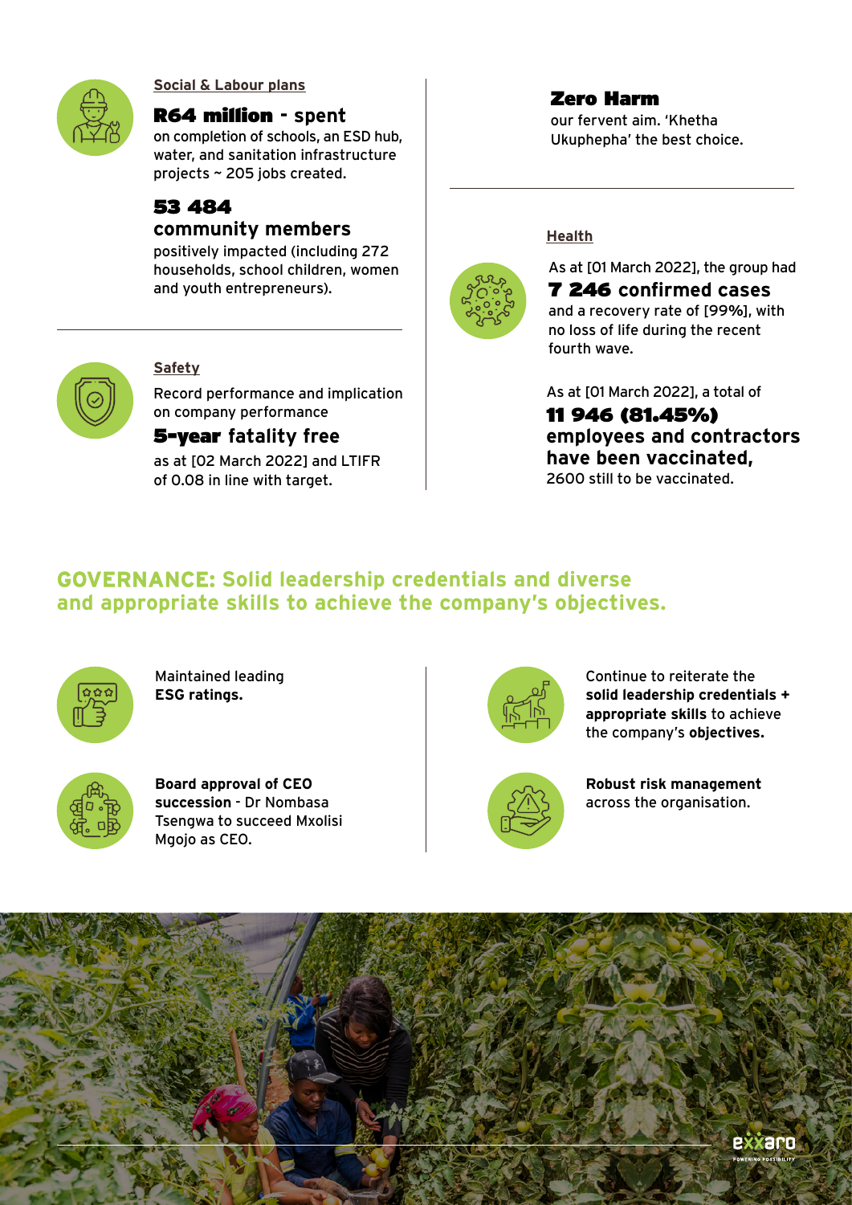### Social & Labour plans

**R64 million - spent**
on completion of schools, an ESD hub, water, and sanitation infrastructure projects ~ 205 jobs created.

**53 484**
**community members**
positively impacted (including 272 households, school children, women and youth entrepreneurs).

### Safety

Record performance and implication on company performance

**5-year fatality free**
as at [02 March 2022] and LTIFR of 0.08 in line with target.

**Zero Harm**
our fervent aim. 'Khetha Ukuphepha' the best choice.

### Health

As at [01 March 2022], the group had
**7 246 confirmed cases**
and a recovery rate of [99%], with no loss of life during the recent fourth wave.

As at [01 March 2022], a total of
**11 946 (81.45%)**
**employees and contractors have been vaccinated,**
2600 still to be vaccinated.

## GOVERNANCE: Solid leadership credentials and diverse and appropriate skills to achieve the company's objectives.

Maintained leading **ESG ratings.**

**Board approval of CEO succession** - Dr Nombasa Tsengwa to succeed Mxolisi Mgojo as CEO.

Continue to reiterate the **solid leadership credentials + appropriate skills** to achieve the company's **objectives.**

**Robust risk management** across the organisation.